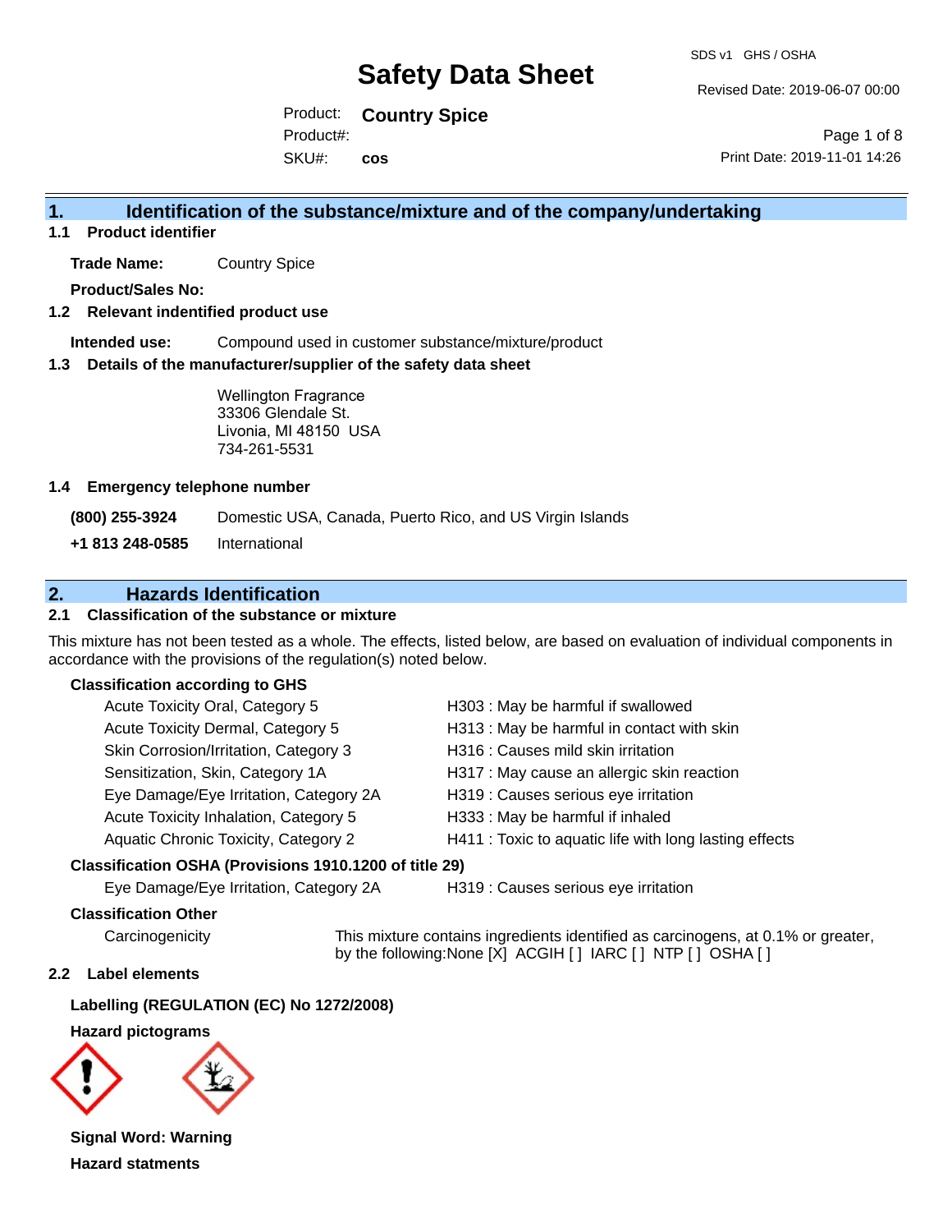# Safety Data Sheet

SDS v1 GHS / OSHA

Revised Date: 2019-06-07 00:00

Product: **Country Spice**
Product#:
SKU#: **cos**

Print Date: 2019-11-01 14:26

## 1. Identification of the substance/mixture and of the company/undertaking

### 1.1 Product identifier

**Trade Name:** Country Spice

**Product/Sales No:**

### 1.2 Relevant identified product use

**Intended use:** Compound used in customer substance/mixture/product

### 1.3 Details of the manufacturer/supplier of the safety data sheet

Wellington Fragrance
33306 Glendale St.
Livonia, MI 48150 USA
734-261-5531

### 1.4 Emergency telephone number

**(800) 255-3924** Domestic USA, Canada, Puerto Rico, and US Virgin Islands

**+1 813 248-0585** International

## 2. Hazards Identification

### 2.1 Classification of the substance or mixture

This mixture has not been tested as a whole. The effects, listed below, are based on evaluation of individual components in accordance with the provisions of the regulation(s) noted below.

**Classification according to GHS**

| | |
|---|---|
| Acute Toxicity Oral, Category 5 | H303 : May be harmful if swallowed |
| Acute Toxicity Dermal, Category 5 | H313 : May be harmful in contact with skin |
| Skin Corrosion/Irritation, Category 3 | H316 : Causes mild skin irritation |
| Sensitization, Skin, Category 1A | H317 : May cause an allergic skin reaction |
| Eye Damage/Eye Irritation, Category 2A | H319 : Causes serious eye irritation |
| Acute Toxicity Inhalation, Category 5 | H333 : May be harmful if inhaled |
| Aquatic Chronic Toxicity, Category 2 | H411 : Toxic to aquatic life with long lasting effects |

**Classification OSHA (Provisions 1910.1200 of title 29)**

| | |
|---|---|
| Eye Damage/Eye Irritation, Category 2A | H319 : Causes serious eye irritation |

**Classification Other**

Carcinogenicity: This mixture contains ingredients identified as carcinogens, at 0.1% or greater, by the following:None [X] ACGIH [ ] IARC [ ] NTP [ ] OSHA [ ]

### 2.2 Label elements

**Labelling (REGULATION (EC) No 1272/2008)**

**Hazard pictograms**

**Signal Word: Warning**

**Hazard statments**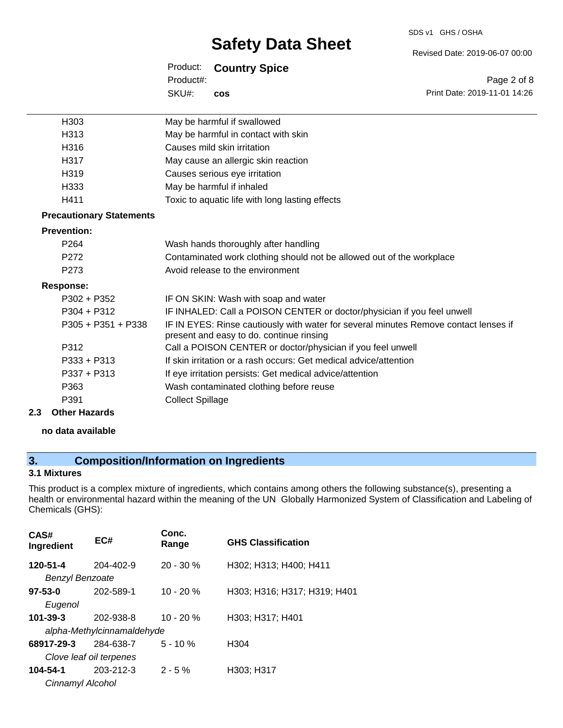| | |
|---|---|
| H303 | May be harmful if swallowed |
| H313 | May be harmful in contact with skin |
| H316 | Causes mild skin irritation |
| H317 | May cause an allergic skin reaction |
| H319 | Causes serious eye irritation |
| H333 | May be harmful if inhaled |
| H411 | Toxic to aquatic life with long lasting effects |

**Precautionary Statements**

**Prevention:**

| | |
|---|---|
| P264 | Wash hands thoroughly after handling |
| P272 | Contaminated work clothing should not be allowed out of the workplace |
| P273 | Avoid release to the environment |

**Response:**

| | |
|---|---|
| P302 + P352 | IF ON SKIN: Wash with soap and water |
| P304 + P312 | IF INHALED: Call a POISON CENTER or doctor/physician if you feel unwell |
| P305 + P351 + P338 | IF IN EYES: Rinse cautiously with water for several minutes Remove contact lenses if present and easy to do. continue rinsing |
| P312 | Call a POISON CENTER or doctor/physician if you feel unwell |
| P333 + P313 | If skin irritation or a rash occurs: Get medical advice/attention |
| P337 + P313 | If eye irritation persists: Get medical advice/attention |
| P363 | Wash contaminated clothing before reuse |
| P391 | Collect Spillage |

### 2.3 Other Hazards

**no data available**

## 3. Composition/Information on Ingredients

### 3.1 Mixtures

This product is a complex mixture of ingredients, which contains among others the following substance(s), presenting a health or environmental hazard within the meaning of the UN Globally Harmonized System of Classification and Labeling of Chemicals (GHS):

| CAS# Ingredient | EC# | Conc. Range | GHS Classification |
|---|---|---|---|
| **120-51-4** *Benzyl Benzoate* | 204-402-9 | 20 - 30 % | H302; H313; H400; H411 |
| **97-53-0** *Eugenol* | 202-589-1 | 10 - 20 % | H303; H316; H317; H319; H401 |
| **101-39-3** *alpha-Methylcinnamaldehyde* | 202-938-8 | 10 - 20 % | H303; H317; H401 |
| **68917-29-3** *Clove leaf oil terpenes* | 284-638-7 | 5 - 10 % | H304 |
| **104-54-1** *Cinnamyl Alcohol* | 203-212-3 | 2 - 5 % | H303; H317 |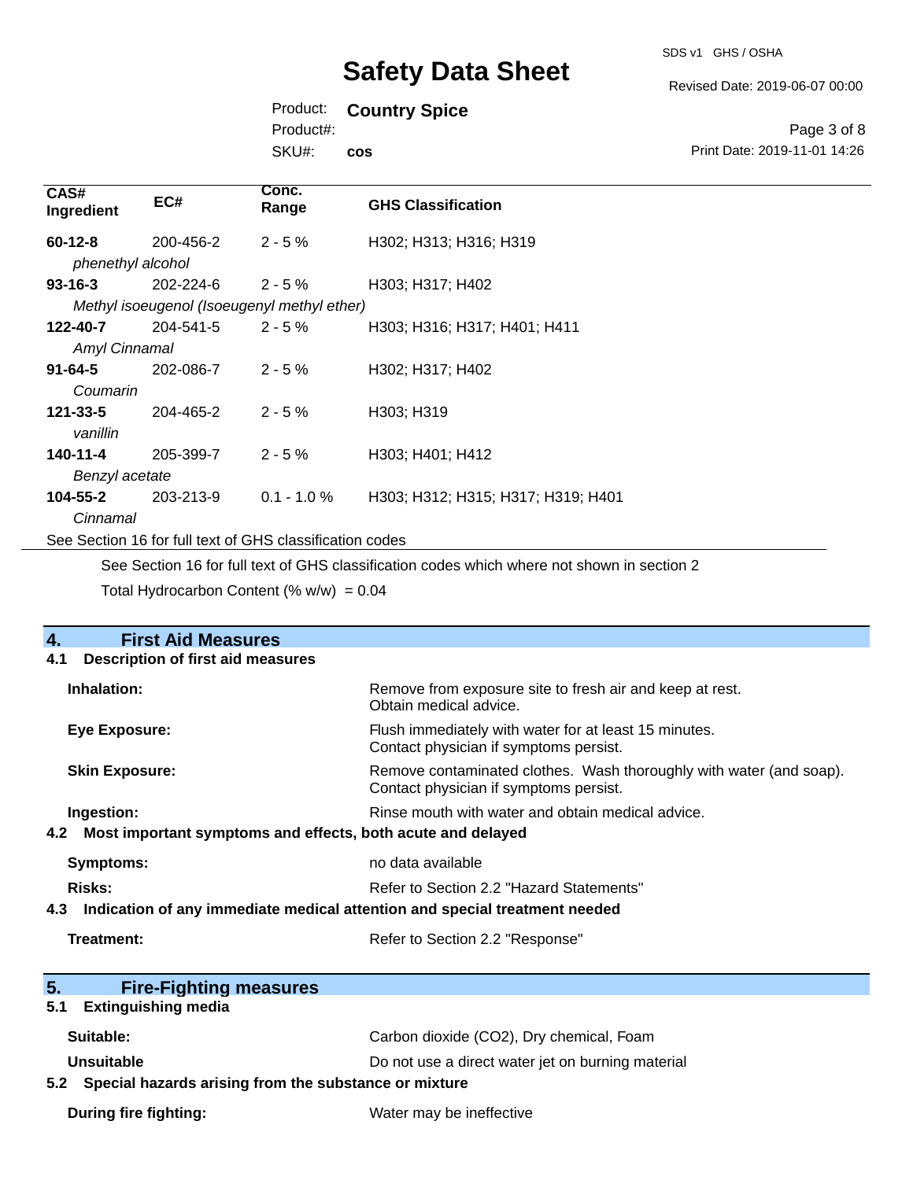| CAS# Ingredient | EC# | Conc. Range | GHS Classification |
|---|---|---|---|
| **60-12-8** | 200-456-2 | 2 - 5 % | H302; H313; H316; H319 |
| *phenethyl alcohol* | | | |
| **93-16-3** | 202-224-6 | 2 - 5 % | H303; H317; H402 |
| *Methyl isoeugenol (Isoeugenyl methyl ether)* | | | |
| **122-40-7** | 204-541-5 | 2 - 5 % | H303; H316; H317; H401; H411 |
| *Amyl Cinnamal* | | | |
| **91-64-5** | 202-086-7 | 2 - 5 % | H302; H317; H402 |
| *Coumarin* | | | |
| **121-33-5** | 204-465-2 | 2 - 5 % | H303; H319 |
| *vanillin* | | | |
| **140-11-4** | 205-399-7 | 2 - 5 % | H303; H401; H412 |
| *Benzyl acetate* | | | |
| **104-55-2** | 203-213-9 | 0.1 - 1.0 % | H303; H312; H315; H317; H319; H401 |
| *Cinnamal* | | | |

See Section 16 for full text of GHS classification codes

See Section 16 for full text of GHS classification codes which where not shown in section 2

Total Hydrocarbon Content (% w/w) = 0.04

## 4. First Aid Measures

### 4.1 Description of first aid measures

**Inhalation:** Remove from exposure site to fresh air and keep at rest. Obtain medical advice.

**Eye Exposure:** Flush immediately with water for at least 15 minutes. Contact physician if symptoms persist.

**Skin Exposure:** Remove contaminated clothes. Wash thoroughly with water (and soap). Contact physician if symptoms persist.

**Ingestion:** Rinse mouth with water and obtain medical advice.

### 4.2 Most important symptoms and effects, both acute and delayed

**Symptoms:** no data available

**Risks:** Refer to Section 2.2 "Hazard Statements"

### 4.3 Indication of any immediate medical attention and special treatment needed

**Treatment:** Refer to Section 2.2 "Response"

## 5. Fire-Fighting measures

### 5.1 Extinguishing media

**Suitable:** Carbon dioxide ($CO_2$), Dry chemical, Foam

**Unsuitable** Do not use a direct water jet on burning material

### 5.2 Special hazards arising from the substance or mixture

**During fire fighting:** Water may be ineffective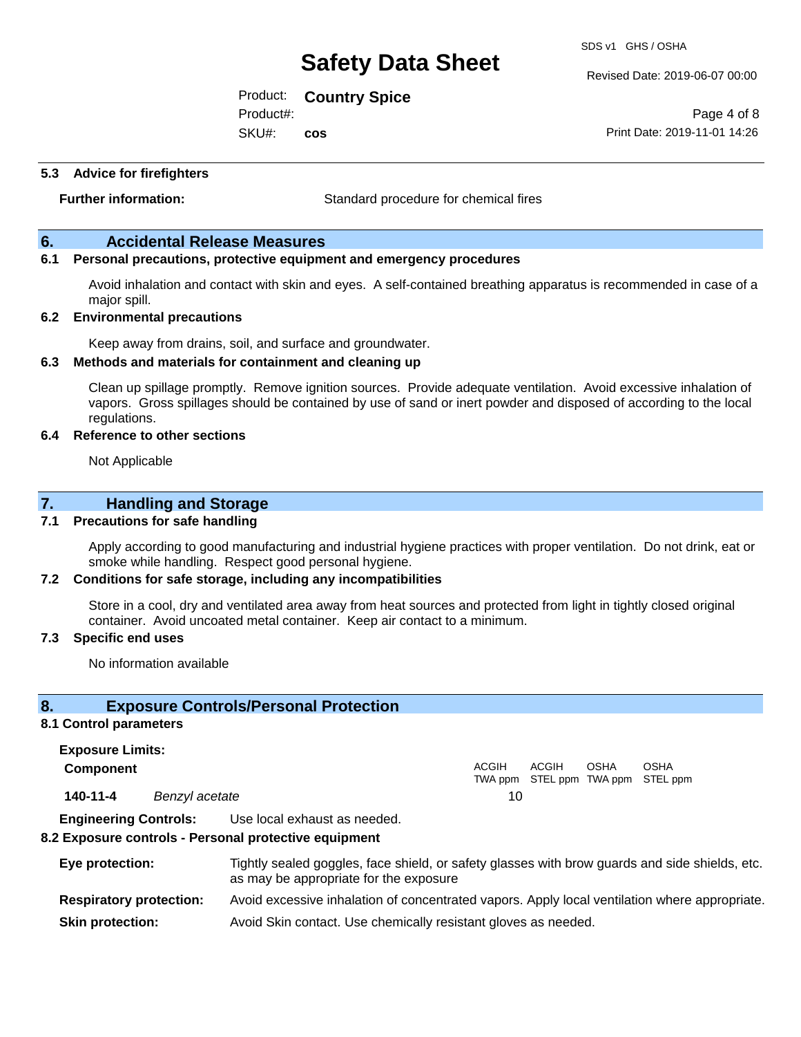### 5.3 Advice for firefighters

**Further information:** Standard procedure for chemical fires

## 6. Accidental Release Measures

### 6.1 Personal precautions, protective equipment and emergency procedures

Avoid inhalation and contact with skin and eyes. A self-contained breathing apparatus is recommended in case of a major spill.

### 6.2 Environmental precautions

Keep away from drains, soil, and surface and groundwater.

### 6.3 Methods and materials for containment and cleaning up

Clean up spillage promptly. Remove ignition sources. Provide adequate ventilation. Avoid excessive inhalation of vapors. Gross spillages should be contained by use of sand or inert powder and disposed of according to the local regulations.

### 6.4 Reference to other sections

Not Applicable

## 7. Handling and Storage

### 7.1 Precautions for safe handling

Apply according to good manufacturing and industrial hygiene practices with proper ventilation. Do not drink, eat or smoke while handling. Respect good personal hygiene.

### 7.2 Conditions for safe storage, including any incompatibilities

Store in a cool, dry and ventilated area away from heat sources and protected from light in tightly closed original container. Avoid uncoated metal container. Keep air contact to a minimum.

### 7.3 Specific end uses

No information available

## 8. Exposure Controls/Personal Protection

### 8.1 Control parameters

**Exposure Limits:**

| Component | | ACGIH TWA ppm | ACGIH STEL ppm | OSHA TWA ppm | OSHA STEL ppm |
|---|---|---|---|---|---|
| **140-11-4** | *Benzyl acetate* | 10 | | | |

**Engineering Controls:** Use local exhaust as needed.

### 8.2 Exposure controls - Personal protective equipment

**Eye protection:** Tightly sealed goggles, face shield, or safety glasses with brow guards and side shields, etc. as may be appropriate for the exposure

**Respiratory protection:** Avoid excessive inhalation of concentrated vapors. Apply local ventilation where appropriate.

**Skin protection:** Avoid Skin contact. Use chemically resistant gloves as needed.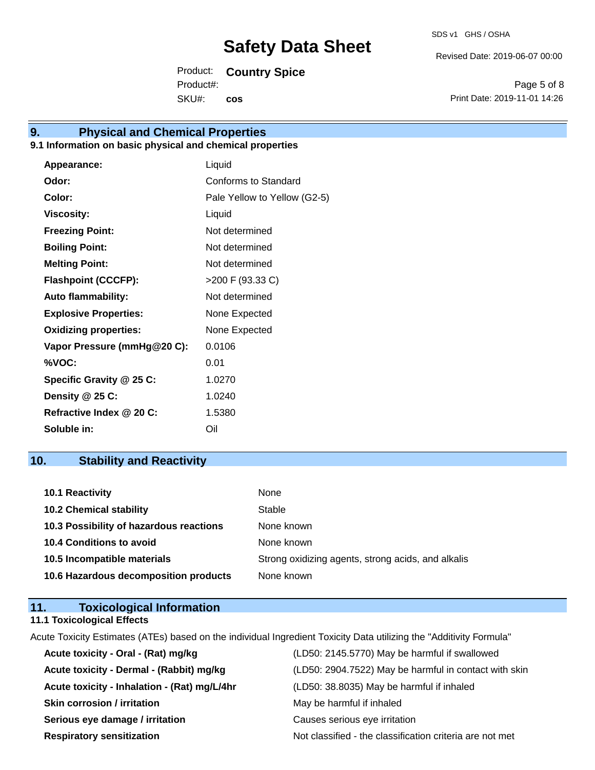## 9. Physical and Chemical Properties

### 9.1 Information on basic physical and chemical properties

| | |
|---|---|
| **Appearance:** | Liquid |
| **Odor:** | Conforms to Standard |
| **Color:** | Pale Yellow to Yellow (G2-5) |
| **Viscosity:** | Liquid |
| **Freezing Point:** | Not determined |
| **Boiling Point:** | Not determined |
| **Melting Point:** | Not determined |
| **Flashpoint (CCCFP):** | >200 F (93.33 C) |
| **Auto flammability:** | Not determined |
| **Explosive Properties:** | None Expected |
| **Oxidizing properties:** | None Expected |
| **Vapor Pressure (mmHg@20 C):** | 0.0106 |
| **%VOC:** | 0.01 |
| **Specific Gravity @ 25 C:** | 1.0270 |
| **Density @ 25 C:** | 1.0240 |
| **Refractive Index @ 20 C:** | 1.5380 |
| **Soluble in:** | Oil |

## 10. Stability and Reactivity

| | |
|---|---|
| **10.1 Reactivity** | None |
| **10.2 Chemical stability** | Stable |
| **10.3 Possibility of hazardous reactions** | None known |
| **10.4 Conditions to avoid** | None known |
| **10.5 Incompatible materials** | Strong oxidizing agents, strong acids, and alkalis |
| **10.6 Hazardous decomposition products** | None known |

## 11. Toxicological Information

### 11.1 Toxicological Effects

Acute Toxicity Estimates (ATEs) based on the individual Ingredient Toxicity Data utilizing the "Additivity Formula"

| | |
|---|---|
| **Acute toxicity - Oral - (Rat) mg/kg** | (LD50: 2145.5770) May be harmful if swallowed |
| **Acute toxicity - Dermal - (Rabbit) mg/kg** | (LD50: 2904.7522) May be harmful in contact with skin |
| **Acute toxicity - Inhalation - (Rat) mg/L/4hr** | (LD50: 38.8035) May be harmful if inhaled |
| **Skin corrosion / irritation** | May be harmful if inhaled |
| **Serious eye damage / irritation** | Causes serious eye irritation |
| **Respiratory sensitization** | Not classified - the classification criteria are not met |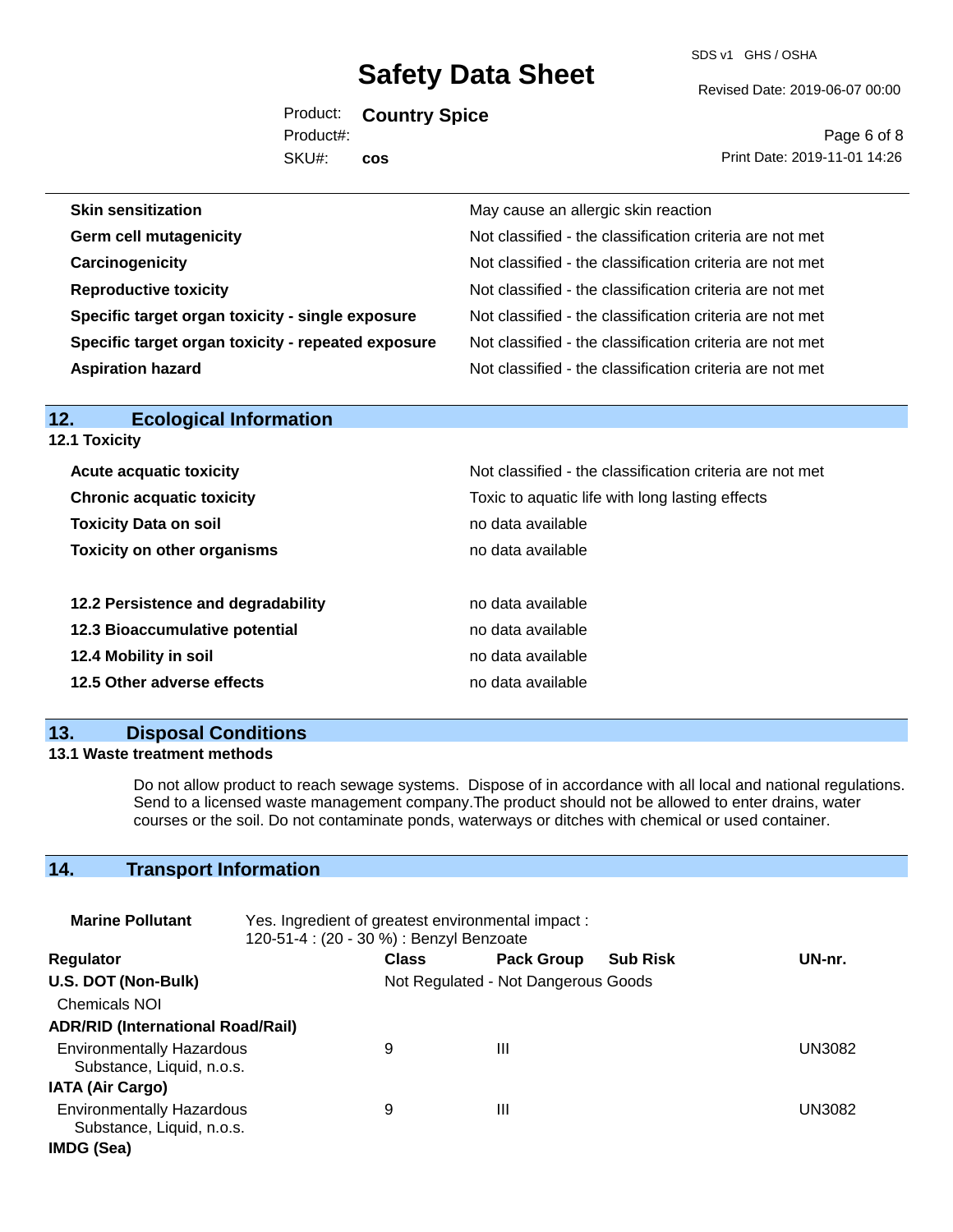| | |
|---|---|
| **Skin sensitization** | May cause an allergic skin reaction |
| **Germ cell mutagenicity** | Not classified - the classification criteria are not met |
| **Carcinogenicity** | Not classified - the classification criteria are not met |
| **Reproductive toxicity** | Not classified - the classification criteria are not met |
| **Specific target organ toxicity - single exposure** | Not classified - the classification criteria are not met |
| **Specific target organ toxicity - repeated exposure** | Not classified - the classification criteria are not met |
| **Aspiration hazard** | Not classified - the classification criteria are not met |

## 12. Ecological Information

### 12.1 Toxicity

| | |
|---|---|
| **Acute acquatic toxicity** | Not classified - the classification criteria are not met |
| **Chronic acquatic toxicity** | Toxic to aquatic life with long lasting effects |
| **Toxicity Data on soil** | no data available |
| **Toxicity on other organisms** | no data available |

| | |
|---|---|
| **12.2 Persistence and degradability** | no data available |
| **12.3 Bioaccumulative potential** | no data available |
| **12.4 Mobility in soil** | no data available |
| **12.5 Other adverse effects** | no data available |

## 13. Disposal Conditions

### 13.1 Waste treatment methods

Do not allow product to reach sewage systems. Dispose of in accordance with all local and national regulations. Send to a licensed waste management company.The product should not be allowed to enter drains, water courses or the soil. Do not contaminate ponds, waterways or ditches with chemical or used container.

## 14. Transport Information

**Marine Pollutant** Yes. Ingredient of greatest environmental impact : 120-51-4 : (20 - 30 %) : Benzyl Benzoate

| Regulator | Class | Pack Group | Sub Risk | UN-nr. |
|---|---|---|---|---|
| **U.S. DOT (Non-Bulk)** | Not Regulated - Not Dangerous Goods | | | |
| Chemicals NOI | | | | |
| **ADR/RID (International Road/Rail)** | | | | |
| Environmentally Hazardous Substance, Liquid, n.o.s. | 9 | III | | UN3082 |
| **IATA (Air Cargo)** | | | | |
| Environmentally Hazardous Substance, Liquid, n.o.s. | 9 | III | | UN3082 |
| **IMDG (Sea)** | | | | |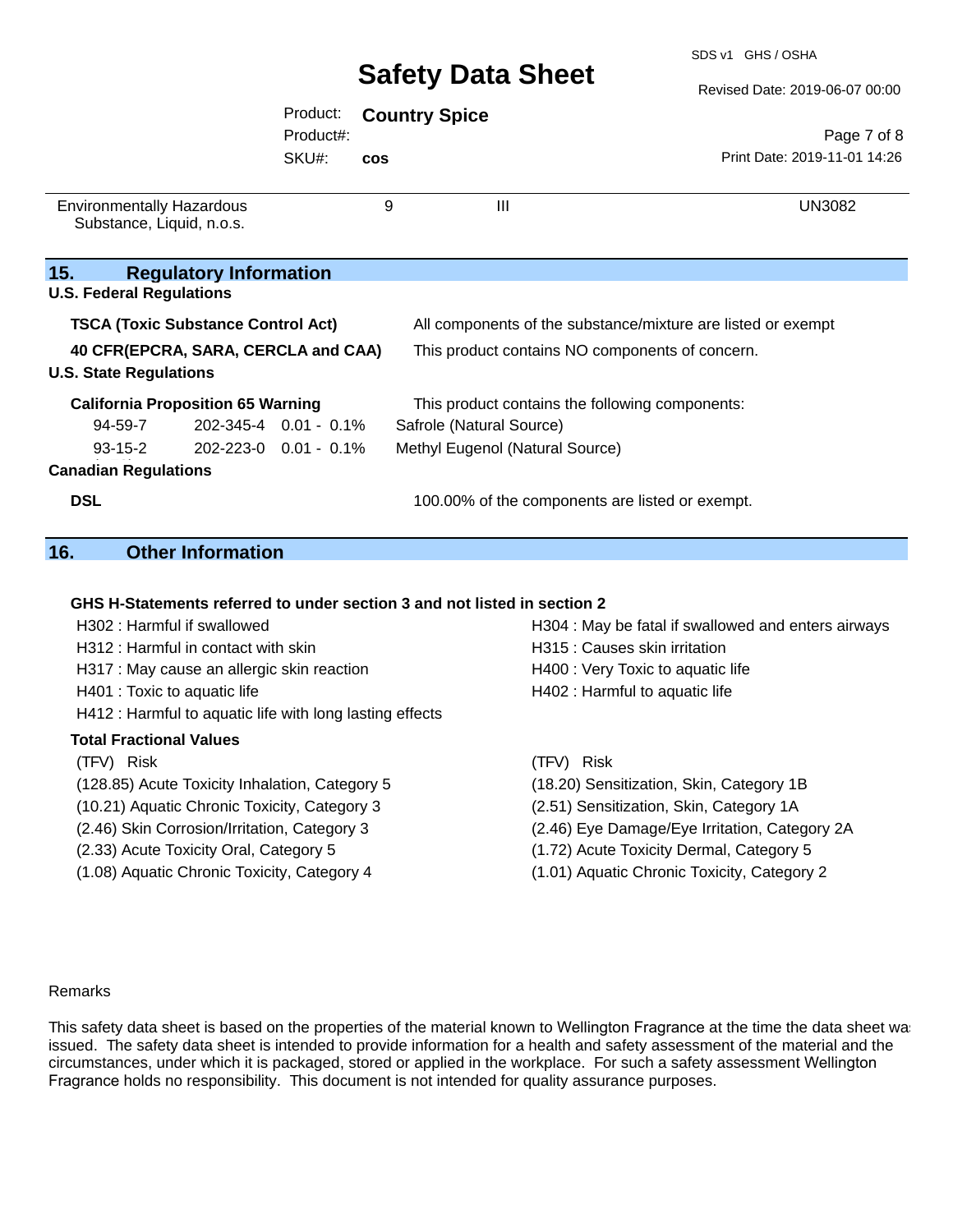| Environmentally Hazardous Substance, Liquid, n.o.s. | 9 | III | UN3082 |
|---|---|---|---|

## 15. Regulatory Information

**U.S. Federal Regulations**

**TSCA (Toxic Substance Control Act)** All components of the substance/mixture are listed or exempt

**40 CFR(EPCRA, SARA, CERCLA and CAA)** This product contains NO components of concern.

**U.S. State Regulations**

**California Proposition 65 Warning** This product contains the following components:

| | | | |
|---|---|---|---|
| 94-59-7 | 202-345-4 | 0.01 - 0.1% | Safrole (Natural Source) |
| 93-15-2 | 202-223-0 | 0.01 - 0.1% | Methyl Eugenol (Natural Source) |

**Canadian Regulations**

**DSL** 100.00% of the components are listed or exempt.

## 16. Other Information

**GHS H-Statements referred to under section 3 and not listed in section 2**

H302 : Harmful if swallowed
H304 : May be fatal if swallowed and enters airways
H312 : Harmful in contact with skin
H315 : Causes skin irritation
H317 : May cause an allergic skin reaction
H400 : Very Toxic to aquatic life
H401 : Toxic to aquatic life
H402 : Harmful to aquatic life
H412 : Harmful to aquatic life with long lasting effects

**Total Fractional Values**

| (TFV) Risk | (TFV) Risk |
|---|---|
| (128.85) Acute Toxicity Inhalation, Category 5 | (18.20) Sensitization, Skin, Category 1B |
| (10.21) Aquatic Chronic Toxicity, Category 3 | (2.51) Sensitization, Skin, Category 1A |
| (2.46) Skin Corrosion/Irritation, Category 3 | (2.46) Eye Damage/Eye Irritation, Category 2A |
| (2.33) Acute Toxicity Oral, Category 5 | (1.72) Acute Toxicity Dermal, Category 5 |
| (1.08) Aquatic Chronic Toxicity, Category 4 | (1.01) Aquatic Chronic Toxicity, Category 2 |

Remarks

This safety data sheet is based on the properties of the material known to Wellington Fragrance at the time the data sheet was issued. The safety data sheet is intended to provide information for a health and safety assessment of the material and the circumstances, under which it is packaged, stored or applied in the workplace. For such a safety assessment Wellington Fragrance holds no responsibility. This document is not intended for quality assurance purposes.